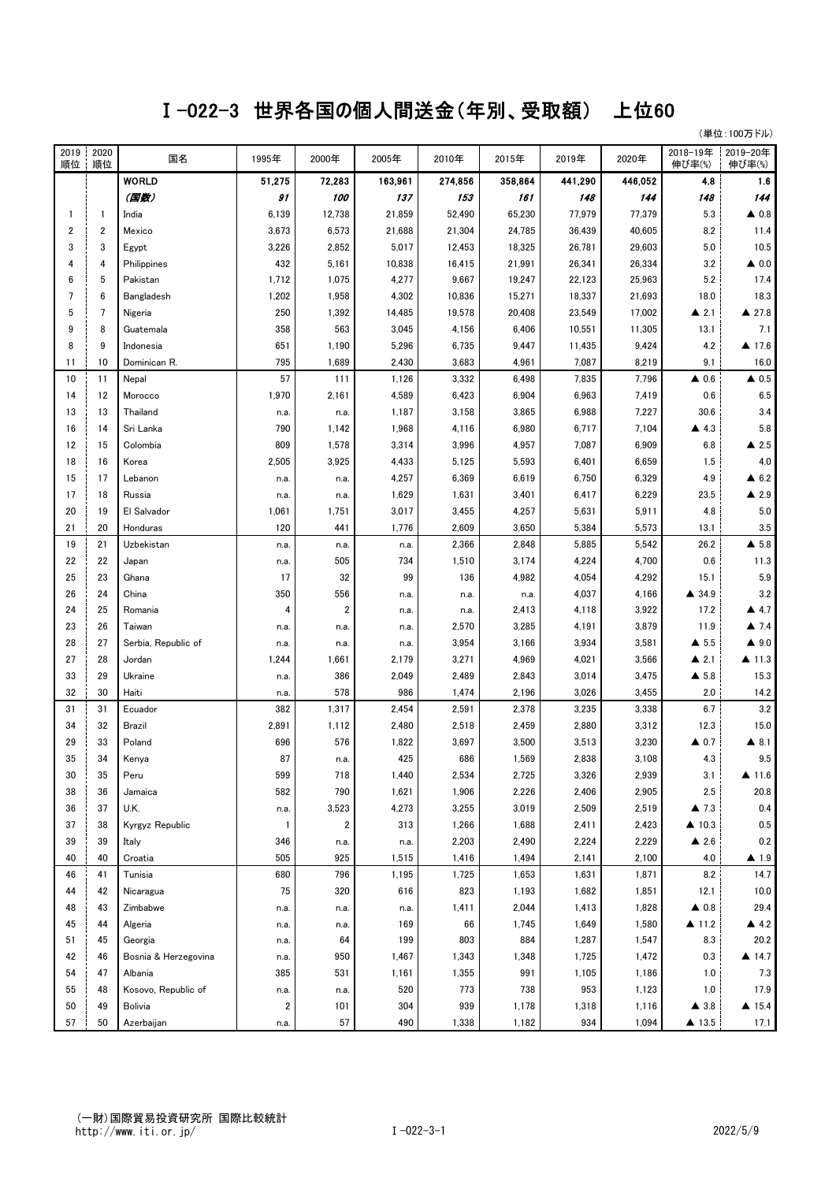# Ⅰ-022-3 世界各国の個人間送金（年別、受取額） 上位60

（単位：100万ドル）

| 2019順位 | 2020順位 | 国名 | 1995年 | 2000年 | 2005年 | 2010年 | 2015年 | 2019年 | 2020年 | 2018-19年伸び率(%) | 2019-20年伸び率(%) |
|---|---|---|---|---|---|---|---|---|---|---|---|
| | | **WORLD** | **51,275** | **72,283** | **163,961** | **274,856** | **358,864** | **441,290** | **446,052** | **4.8** | **1.6** |
| | | ***(国数)*** | ***91*** | ***100*** | ***137*** | ***153*** | ***161*** | ***148*** | ***144*** | ***148*** | ***144*** |
| 1 | 1 | India | 6,139 | 12,738 | 21,859 | 52,490 | 65,230 | 77,979 | 77,379 | 5.3 | ▲ 0.8 |
| 2 | 2 | Mexico | 3,673 | 6,573 | 21,688 | 21,304 | 24,785 | 36,439 | 40,605 | 8.2 | 11.4 |
| 3 | 3 | Egypt | 3,226 | 2,852 | 5,017 | 12,453 | 18,325 | 26,781 | 29,603 | 5.0 | 10.5 |
| 4 | 4 | Philippines | 432 | 5,161 | 10,838 | 16,415 | 21,991 | 26,341 | 26,334 | 3.2 | ▲ 0.0 |
| 6 | 5 | Pakistan | 1,712 | 1,075 | 4,277 | 9,667 | 19,247 | 22,123 | 25,963 | 5.2 | 17.4 |
| 7 | 6 | Bangladesh | 1,202 | 1,958 | 4,302 | 10,836 | 15,271 | 18,337 | 21,693 | 18.0 | 18.3 |
| 5 | 7 | Nigeria | 250 | 1,392 | 14,485 | 19,578 | 20,408 | 23,549 | 17,002 | ▲ 2.1 | ▲ 27.8 |
| 9 | 8 | Guatemala | 358 | 563 | 3,045 | 4,156 | 6,406 | 10,551 | 11,305 | 13.1 | 7.1 |
| 8 | 9 | Indonesia | 651 | 1,190 | 5,296 | 6,735 | 9,447 | 11,435 | 9,424 | 4.2 | ▲ 17.6 |
| 11 | 10 | Dominican R. | 795 | 1,689 | 2,430 | 3,683 | 4,961 | 7,087 | 8,219 | 9.1 | 16.0 |
| 10 | 11 | Nepal | 57 | 111 | 1,126 | 3,332 | 6,498 | 7,835 | 7,796 | ▲ 0.6 | ▲ 0.5 |
| 14 | 12 | Morocco | 1,970 | 2,161 | 4,589 | 6,423 | 6,904 | 6,963 | 7,419 | 0.6 | 6.5 |
| 13 | 13 | Thailand | n.a. | n.a. | 1,187 | 3,158 | 3,865 | 6,988 | 7,227 | 30.6 | 3.4 |
| 16 | 14 | Sri Lanka | 790 | 1,142 | 1,968 | 4,116 | 6,980 | 6,717 | 7,104 | ▲ 4.3 | 5.8 |
| 12 | 15 | Colombia | 809 | 1,578 | 3,314 | 3,996 | 4,957 | 7,087 | 6,909 | 6.8 | ▲ 2.5 |
| 18 | 16 | Korea | 2,505 | 3,925 | 4,433 | 5,125 | 5,593 | 6,401 | 6,659 | 1.5 | 4.0 |
| 15 | 17 | Lebanon | n.a. | n.a. | 4,257 | 6,369 | 6,619 | 6,750 | 6,329 | 4.9 | ▲ 6.2 |
| 17 | 18 | Russia | n.a. | n.a. | 1,629 | 1,631 | 3,401 | 6,417 | 6,229 | 23.5 | ▲ 2.9 |
| 20 | 19 | El Salvador | 1,061 | 1,751 | 3,017 | 3,455 | 4,257 | 5,631 | 5,911 | 4.8 | 5.0 |
| 21 | 20 | Honduras | 120 | 441 | 1,776 | 2,609 | 3,650 | 5,384 | 5,573 | 13.1 | 3.5 |
| 19 | 21 | Uzbekistan | n.a. | n.a. | n.a. | 2,366 | 2,848 | 5,885 | 5,542 | 26.2 | ▲ 5.8 |
| 22 | 22 | Japan | n.a. | 505 | 734 | 1,510 | 3,174 | 4,224 | 4,700 | 0.6 | 11.3 |
| 25 | 23 | Ghana | 17 | 32 | 99 | 136 | 4,982 | 4,054 | 4,292 | 15.1 | 5.9 |
| 26 | 24 | China | 350 | 556 | n.a. | n.a. | n.a. | 4,037 | 4,166 | ▲ 34.9 | 3.2 |
| 24 | 25 | Romania | 4 | 2 | n.a. | n.a. | 2,413 | 4,118 | 3,922 | 17.2 | ▲ 4.7 |
| 23 | 26 | Taiwan | n.a. | n.a. | n.a. | 2,570 | 3,285 | 4,191 | 3,879 | 11.9 | ▲ 7.4 |
| 28 | 27 | Serbia, Republic of | n.a. | n.a. | n.a. | 3,954 | 3,166 | 3,934 | 3,581 | ▲ 5.5 | ▲ 9.0 |
| 27 | 28 | Jordan | 1,244 | 1,661 | 2,179 | 3,271 | 4,969 | 4,021 | 3,566 | ▲ 2.1 | ▲ 11.3 |
| 33 | 29 | Ukraine | n.a. | 386 | 2,049 | 2,489 | 2,843 | 3,014 | 3,475 | ▲ 5.8 | 15.3 |
| 32 | 30 | Haiti | n.a. | 578 | 986 | 1,474 | 2,196 | 3,026 | 3,455 | 2.0 | 14.2 |
| 31 | 31 | Ecuador | 382 | 1,317 | 2,454 | 2,591 | 2,378 | 3,235 | 3,338 | 6.7 | 3.2 |
| 34 | 32 | Brazil | 2,891 | 1,112 | 2,480 | 2,518 | 2,459 | 2,880 | 3,312 | 12.3 | 15.0 |
| 29 | 33 | Poland | 696 | 576 | 1,822 | 3,697 | 3,500 | 3,513 | 3,230 | ▲ 0.7 | ▲ 8.1 |
| 35 | 34 | Kenya | 87 | n.a. | 425 | 686 | 1,569 | 2,838 | 3,108 | 4.3 | 9.5 |
| 30 | 35 | Peru | 599 | 718 | 1,440 | 2,534 | 2,725 | 3,326 | 2,939 | 3.1 | ▲ 11.6 |
| 38 | 36 | Jamaica | 582 | 790 | 1,621 | 1,906 | 2,226 | 2,406 | 2,905 | 2.5 | 20.8 |
| 36 | 37 | U.K. | n.a. | 3,523 | 4,273 | 3,255 | 3,019 | 2,509 | 2,519 | ▲ 7.3 | 0.4 |
| 37 | 38 | Kyrgyz Republic | 1 | 2 | 313 | 1,266 | 1,688 | 2,411 | 2,423 | ▲ 10.3 | 0.5 |
| 39 | 39 | Italy | 346 | n.a. | n.a. | 2,203 | 2,490 | 2,224 | 2,229 | ▲ 2.6 | 0.2 |
| 40 | 40 | Croatia | 505 | 925 | 1,515 | 1,416 | 1,494 | 2,141 | 2,100 | 4.0 | ▲ 1.9 |
| 46 | 41 | Tunisia | 680 | 796 | 1,195 | 1,725 | 1,653 | 1,631 | 1,871 | 8.2 | 14.7 |
| 44 | 42 | Nicaragua | 75 | 320 | 616 | 823 | 1,193 | 1,682 | 1,851 | 12.1 | 10.0 |
| 48 | 43 | Zimbabwe | n.a. | n.a. | n.a. | 1,411 | 2,044 | 1,413 | 1,828 | ▲ 0.8 | 29.4 |
| 45 | 44 | Algeria | n.a. | n.a. | 169 | 66 | 1,745 | 1,649 | 1,580 | ▲ 11.2 | ▲ 4.2 |
| 51 | 45 | Georgia | n.a. | 64 | 199 | 803 | 884 | 1,287 | 1,547 | 8.3 | 20.2 |
| 42 | 46 | Bosnia & Herzegovina | n.a. | 950 | 1,467 | 1,343 | 1,348 | 1,725 | 1,472 | 0.3 | ▲ 14.7 |
| 54 | 47 | Albania | 385 | 531 | 1,161 | 1,355 | 991 | 1,105 | 1,186 | 1.0 | 7.3 |
| 55 | 48 | Kosovo, Republic of | n.a. | n.a. | 520 | 773 | 738 | 953 | 1,123 | 1.0 | 17.9 |
| 50 | 49 | Bolivia | 2 | 101 | 304 | 939 | 1,178 | 1,318 | 1,116 | ▲ 3.8 | ▲ 15.4 |
| 57 | 50 | Azerbaijan | n.a. | 57 | 490 | 1,338 | 1,182 | 934 | 1,094 | ▲ 13.5 | 17.1 |

（一財）国際貿易投資研究所 国際比較統計
http://www.iti.or.jp/

2022/5/9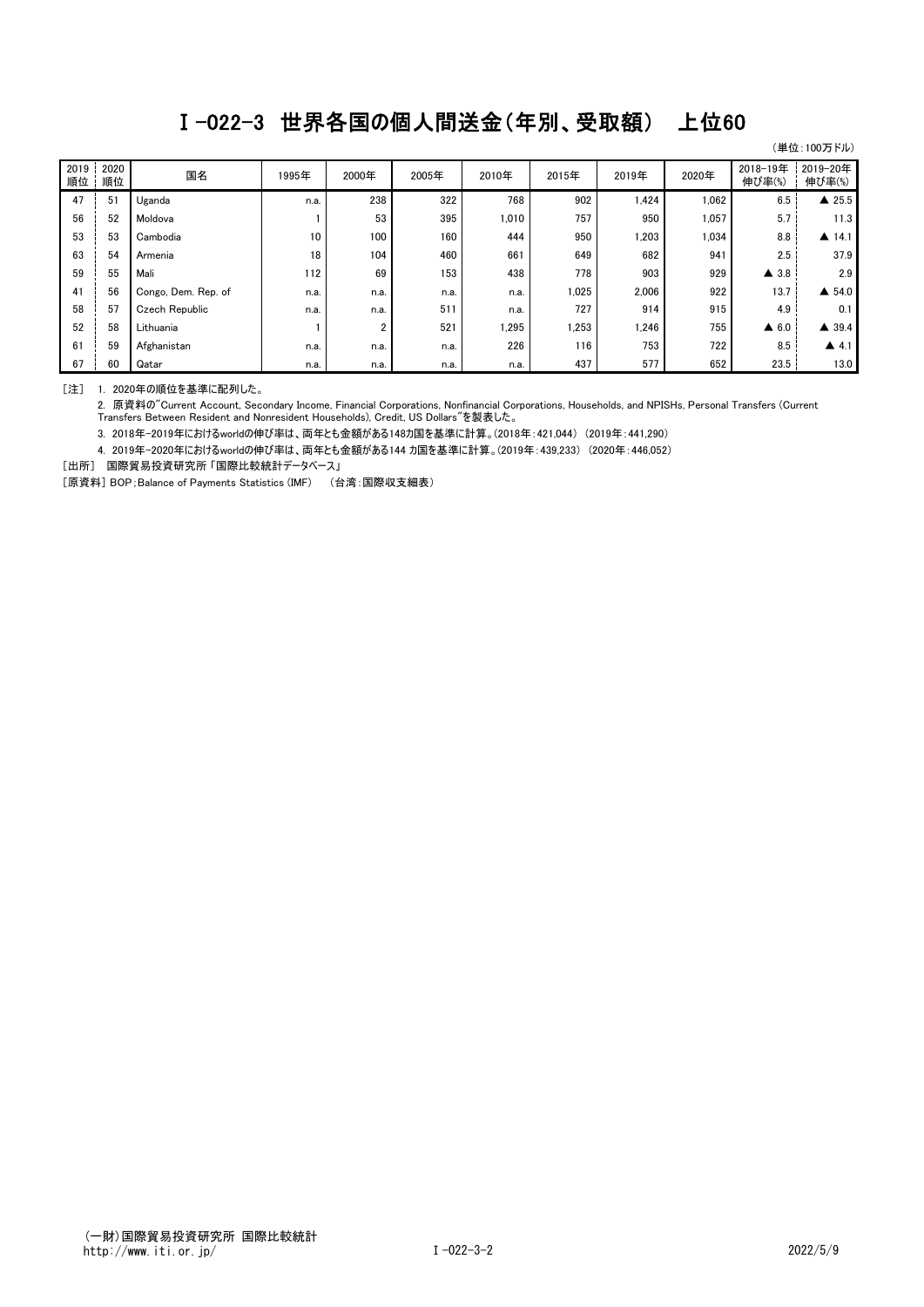# Ⅰ-022-3 世界各国の個人間送金(年別、受取額) 上位60

(単位:100万ドル)

| 2019順位 | 2020順位 | 国名 | 1995年 | 2000年 | 2005年 | 2010年 | 2015年 | 2019年 | 2020年 | 2018-19年伸び率(%) | 2019-20年伸び率(%) |
|---|---|---|---|---|---|---|---|---|---|---|---|
| 47 | 51 | Uganda | n.a. | 238 | 322 | 768 | 902 | 1,424 | 1,062 | 6.5 | ▲ 25.5 |
| 56 | 52 | Moldova | 1 | 53 | 395 | 1,010 | 757 | 950 | 1,057 | 5.7 | 11.3 |
| 53 | 53 | Cambodia | 10 | 100 | 160 | 444 | 950 | 1,203 | 1,034 | 8.8 | ▲ 14.1 |
| 63 | 54 | Armenia | 18 | 104 | 460 | 661 | 649 | 682 | 941 | 2.5 | 37.9 |
| 59 | 55 | Mali | 112 | 69 | 153 | 438 | 778 | 903 | 929 | ▲ 3.8 | 2.9 |
| 41 | 56 | Congo, Dem. Rep. of | n.a. | n.a. | n.a. | n.a. | 1,025 | 2,006 | 922 | 13.7 | ▲ 54.0 |
| 58 | 57 | Czech Republic | n.a. | n.a. | 511 | n.a. | 727 | 914 | 915 | 4.9 | 0.1 |
| 52 | 58 | Lithuania | 1 | 2 | 521 | 1,295 | 1,253 | 1,246 | 755 | ▲ 6.0 | ▲ 39.4 |
| 61 | 59 | Afghanistan | n.a. | n.a. | n.a. | 226 | 116 | 753 | 722 | 8.5 | ▲ 4.1 |
| 67 | 60 | Qatar | n.a. | n.a. | n.a. | n.a. | 437 | 577 | 652 | 23.5 | 13.0 |

[注] 1. 2020年の順位を基準に配列した。

2. 原資料の"Current Account, Secondary Income, Financial Corporations, Nonfinancial Corporations, Households, and NPISHs, Personal Transfers (Current Transfers Between Resident and Nonresident Households), Credit, US Dollars"を製表した。

3. 2018年-2019年におけるworldの伸び率は、両年とも金額がある148カ国を基準に計算。(2018年:421,044) (2019年:441,290)

4. 2019年-2020年におけるworldの伸び率は、両年とも金額がある144 カ国を基準に計算。(2019年:439,233) (2020年:446,052)

[出所] 国際貿易投資研究所「国際比較統計データベース」

[原資料] BOP;Balance of Payments Statistics (IMF) (台湾:国際収支細表)

(一財)国際貿易投資研究所 国際比較統計
http://www.iti.or.jp/

2022/5/9